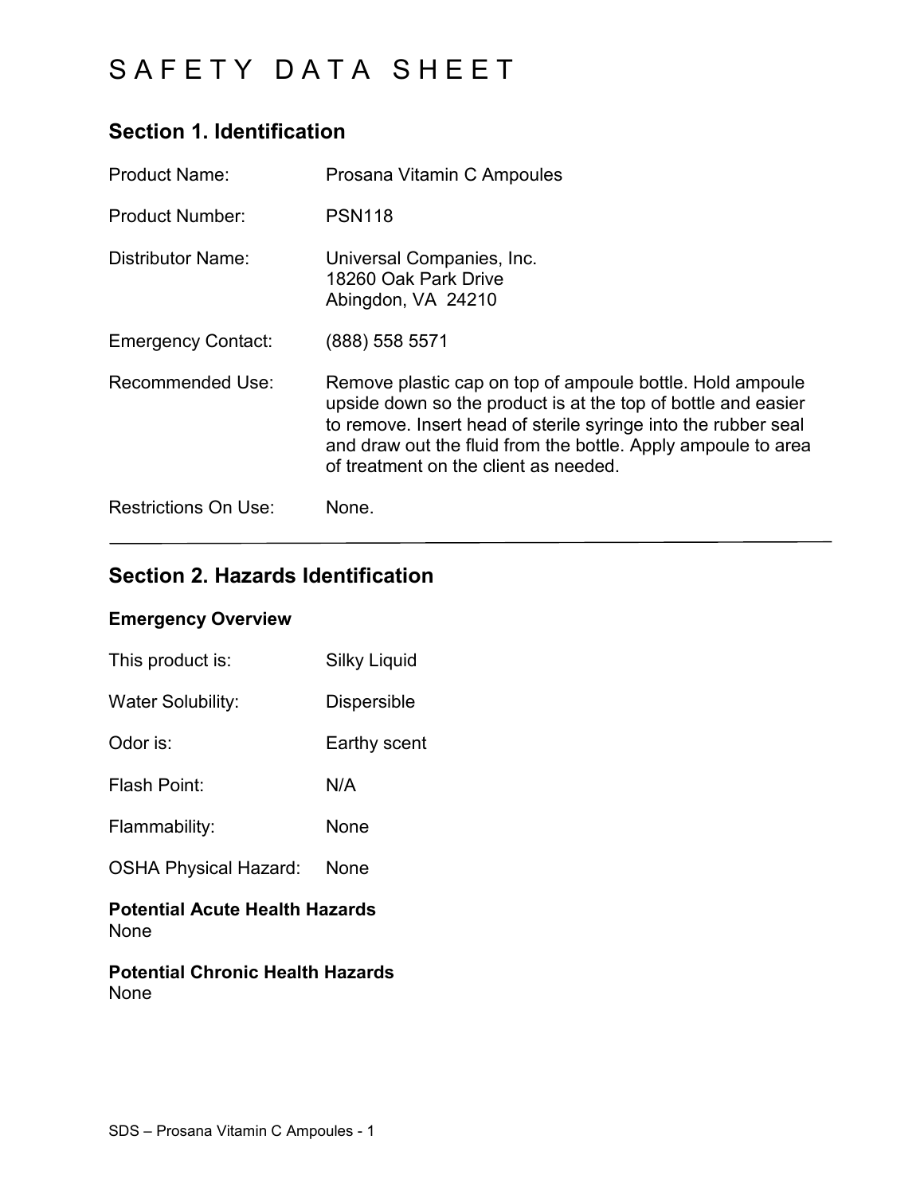# SAFETY DATA SHEET

## Section 1. Identification

| | |
|---|---|
| Product Name: | Prosana Vitamin C Ampoules |
| Product Number: | PSN118 |
| Distributor Name: | Universal Companies, Inc.<br>18260 Oak Park Drive<br>Abingdon, VA 24210 |
| Emergency Contact: | (888) 558 5571 |
| Recommended Use: | Remove plastic cap on top of ampoule bottle. Hold ampoule upside down so the product is at the top of bottle and easier to remove. Insert head of sterile syringe into the rubber seal and draw out the fluid from the bottle. Apply ampoule to area of treatment on the client as needed. |
| Restrictions On Use: | None. |

---

## Section 2. Hazards Identification

### Emergency Overview

| | |
|---|---|
| This product is: | Silky Liquid |
| Water Solubility: | Dispersible |
| Odor is: | Earthy scent |
| Flash Point: | N/A |
| Flammability: | None |
| OSHA Physical Hazard: | None |

**Potential Acute Health Hazards**
None

**Potential Chronic Health Hazards**
None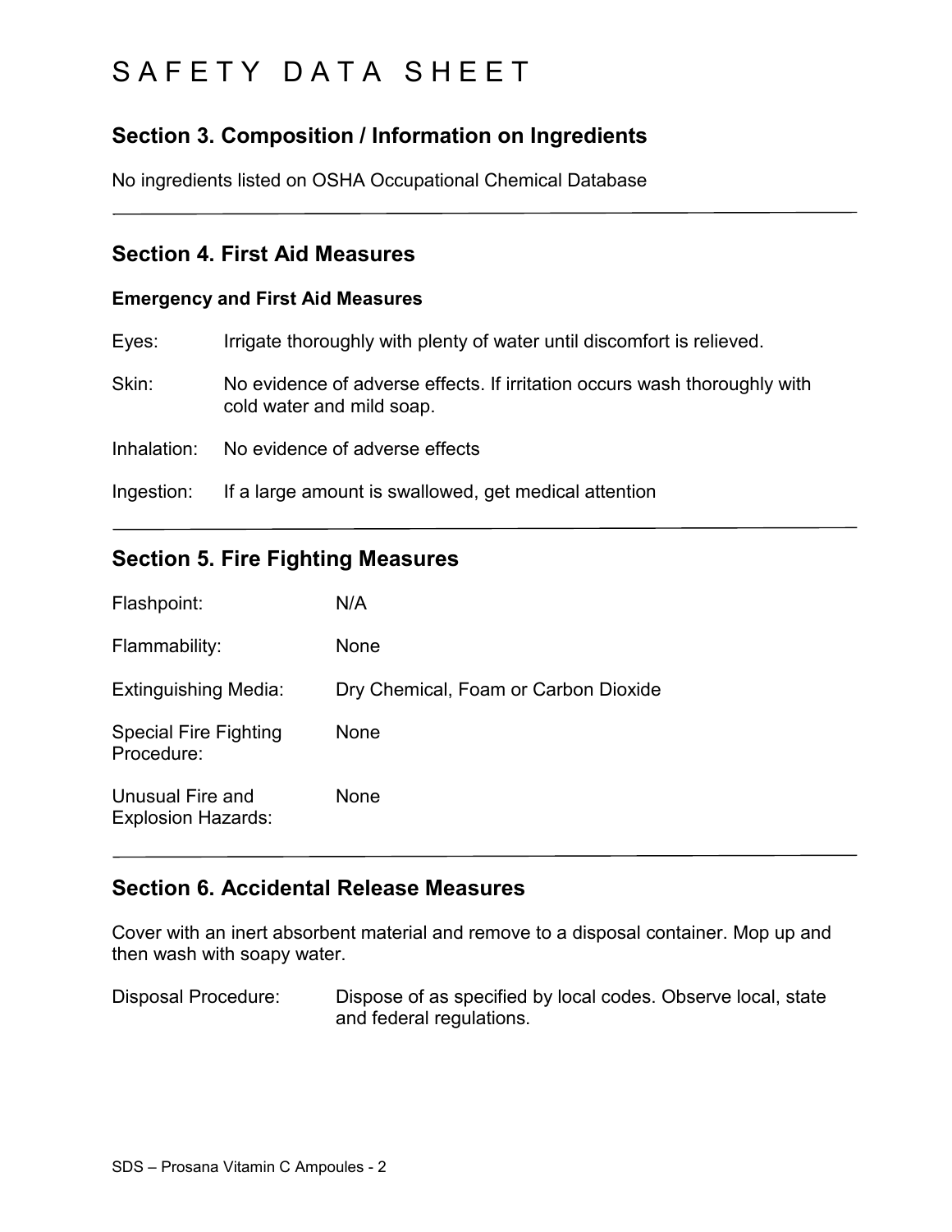# SAFETY DATA SHEET

## Section 3. Composition / Information on Ingredients

No ingredients listed on OSHA Occupational Chemical Database

---

## Section 4. First Aid Measures

### Emergency and First Aid Measures

| | |
|---|---|
| Eyes: | Irrigate thoroughly with plenty of water until discomfort is relieved. |
| Skin: | No evidence of adverse effects. If irritation occurs wash thoroughly with cold water and mild soap. |
| Inhalation: | No evidence of adverse effects |
| Ingestion: | If a large amount is swallowed, get medical attention |

---

## Section 5. Fire Fighting Measures

| | |
|---|---|
| Flashpoint: | N/A |
| Flammability: | None |
| Extinguishing Media: | Dry Chemical, Foam or Carbon Dioxide |
| Special Fire Fighting Procedure: | None |
| Unusual Fire and Explosion Hazards: | None |

---

## Section 6. Accidental Release Measures

Cover with an inert absorbent material and remove to a disposal container. Mop up and then wash with soapy water.

| | |
|---|---|
| Disposal Procedure: | Dispose of as specified by local codes. Observe local, state and federal regulations. |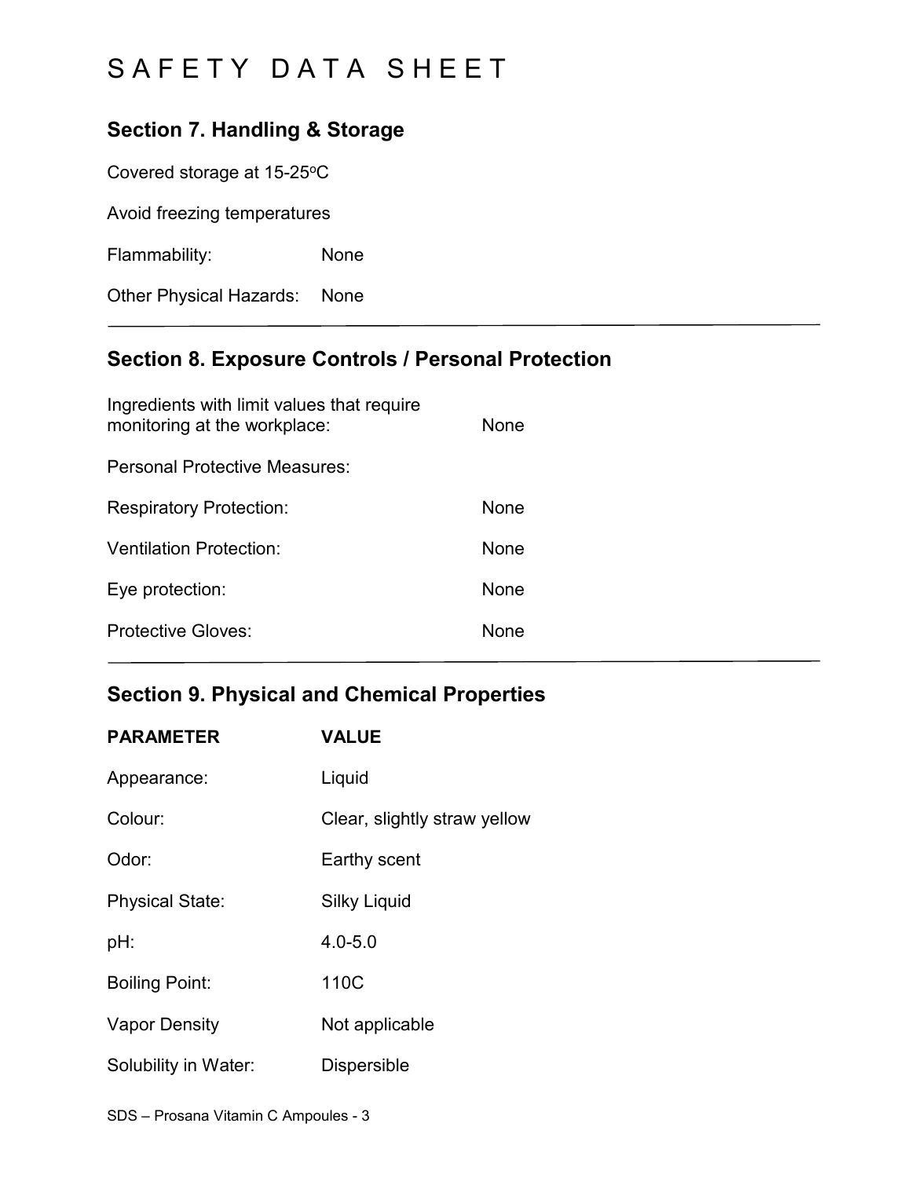# SAFETY DATA SHEET

## Section 7. Handling & Storage

Covered storage at 15-25$^o$C

Avoid freezing temperatures

| | |
|---|---|
| Flammability: | None |
| Other Physical Hazards: | None |

## Section 8. Exposure Controls / Personal Protection

| | |
|---|---|
| Ingredients with limit values that require monitoring at the workplace: | None |
| Personal Protective Measures: | |
| Respiratory Protection: | None |
| Ventilation Protection: | None |
| Eye protection: | None |
| Protective Gloves: | None |

## Section 9. Physical and Chemical Properties

| PARAMETER | VALUE |
|---|---|
| Appearance: | Liquid |
| Colour: | Clear, slightly straw yellow |
| Odor: | Earthy scent |
| Physical State: | Silky Liquid |
| pH: | 4.0-5.0 |
| Boiling Point: | 110C |
| Vapor Density | Not applicable |
| Solubility in Water: | Dispersible |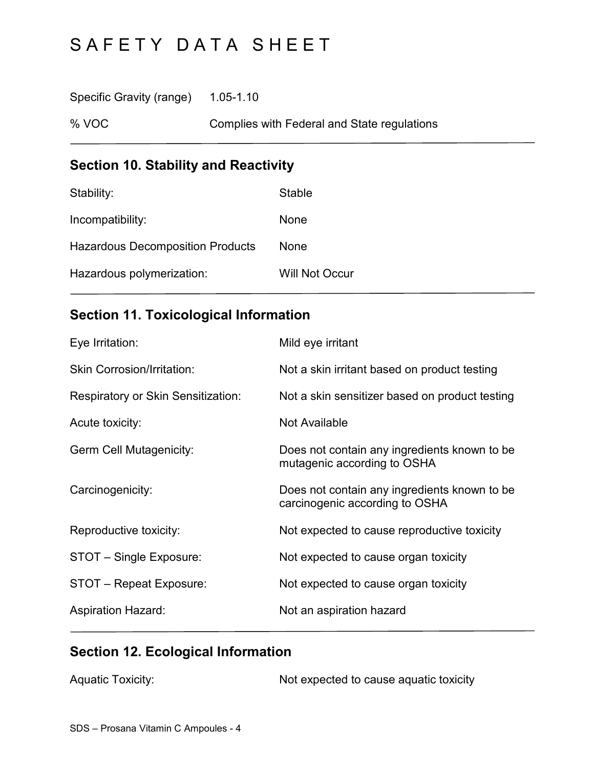| | |
|---|---|
| Specific Gravity (range) | 1.05-1.10 |
| % VOC | Complies with Federal and State regulations |

## Section 10. Stability and Reactivity

| | |
|---|---|
| Stability: | Stable |
| Incompatibility: | None |
| Hazardous Decomposition Products | None |
| Hazardous polymerization: | Will Not Occur |

## Section 11. Toxicological Information

| | |
|---|---|
| Eye Irritation: | Mild eye irritant |
| Skin Corrosion/Irritation: | Not a skin irritant based on product testing |
| Respiratory or Skin Sensitization: | Not a skin sensitizer based on product testing |
| Acute toxicity: | Not Available |
| Germ Cell Mutagenicity: | Does not contain any ingredients known to be mutagenic according to OSHA |
| Carcinogenicity: | Does not contain any ingredients known to be carcinogenic according to OSHA |
| Reproductive toxicity: | Not expected to cause reproductive toxicity |
| STOT – Single Exposure: | Not expected to cause organ toxicity |
| STOT – Repeat Exposure: | Not expected to cause organ toxicity |
| Aspiration Hazard: | Not an aspiration hazard |

## Section 12. Ecological Information

| | |
|---|---|
| Aquatic Toxicity: | Not expected to cause aquatic toxicity |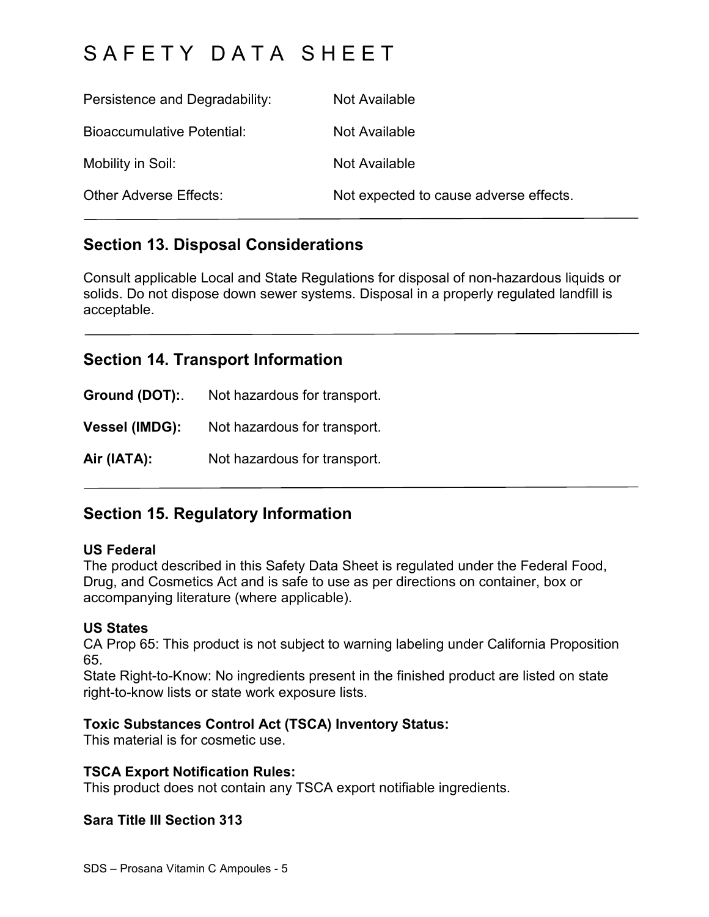# SAFETY DATA SHEET

| | |
|---|---|
| Persistence and Degradability: | Not Available |
| Bioaccumulative Potential: | Not Available |
| Mobility in Soil: | Not Available |
| Other Adverse Effects: | Not expected to cause adverse effects. |

## Section 13. Disposal Considerations

Consult applicable Local and State Regulations for disposal of non-hazardous liquids or solids. Do not dispose down sewer systems. Disposal in a properly regulated landfill is acceptable.

## Section 14. Transport Information

**Ground (DOT):**. Not hazardous for transport.

**Vessel (IMDG):** Not hazardous for transport.

**Air (IATA):** Not hazardous for transport.

## Section 15. Regulatory Information

**US Federal**
The product described in this Safety Data Sheet is regulated under the Federal Food, Drug, and Cosmetics Act and is safe to use as per directions on container, box or accompanying literature (where applicable).

**US States**
CA Prop 65: This product is not subject to warning labeling under California Proposition 65.
State Right-to-Know: No ingredients present in the finished product are listed on state right-to-know lists or state work exposure lists.

**Toxic Substances Control Act (TSCA) Inventory Status:**
This material is for cosmetic use.

**TSCA Export Notification Rules:**
This product does not contain any TSCA export notifiable ingredients.

**Sara Title III Section 313**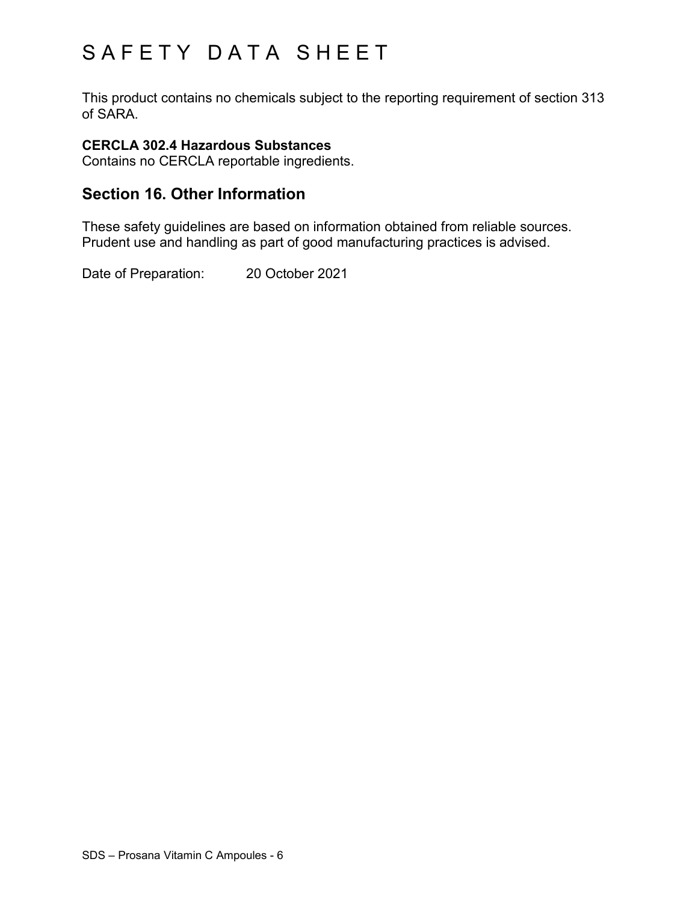This product contains no chemicals subject to the reporting requirement of section 313 of SARA.

**CERCLA 302.4 Hazardous Substances**
Contains no CERCLA reportable ingredients.

## Section 16. Other Information

These safety guidelines are based on information obtained from reliable sources. Prudent use and handling as part of good manufacturing practices is advised.

Date of Preparation: 20 October 2021